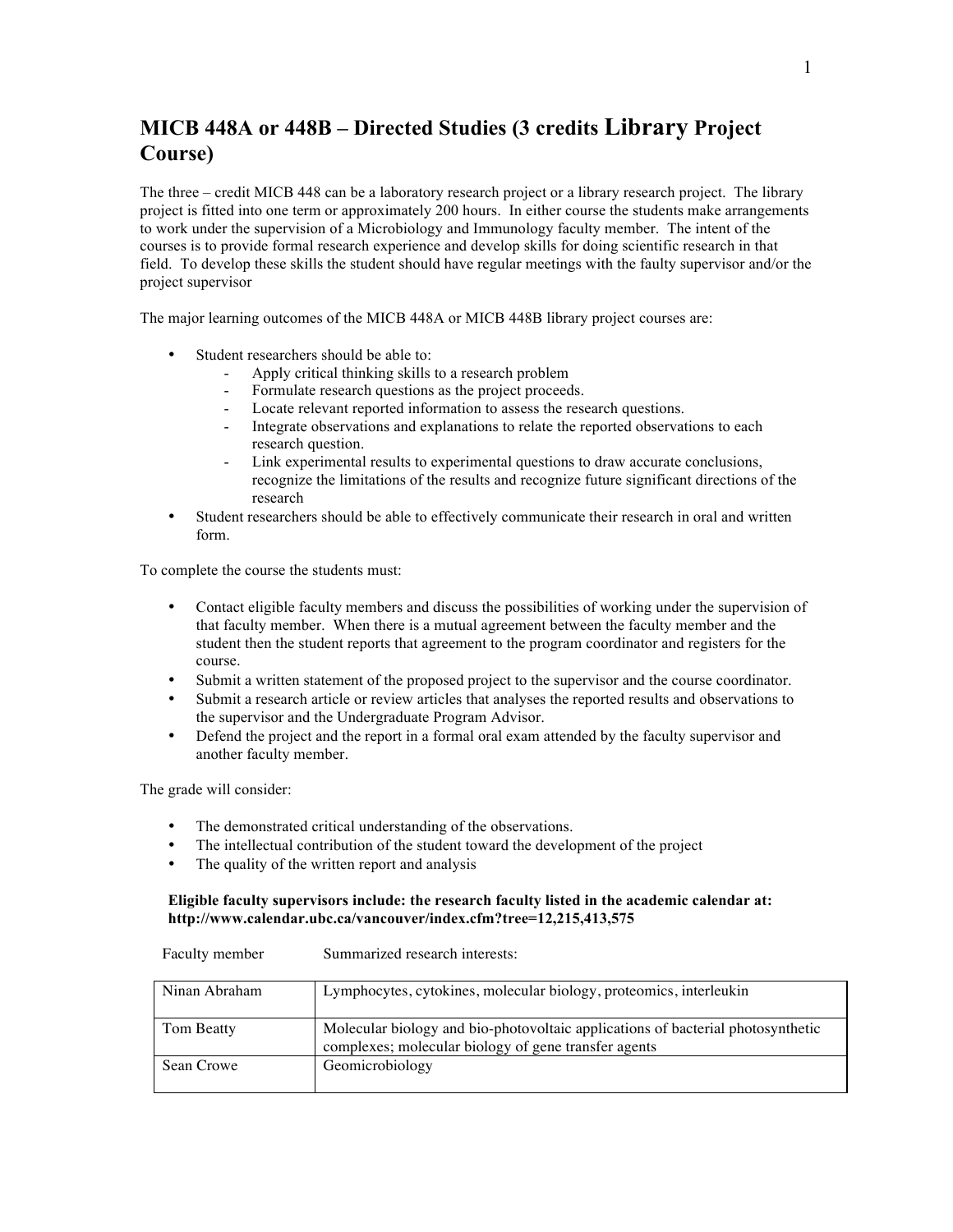# MICB 448A or 448B – Directed Studies (3 credits Library Project Course)

The three – credit MICB 448 can be a laboratory research project or a library research project. The library project is fitted into one term or approximately 200 hours. In either course the students make arrangements to work under the supervision of a Microbiology and Immunology faculty member. The intent of the courses is to provide formal research experience and develop skills for doing scientific research in that field. To develop these skills the student should have regular meetings with the faulty supervisor and/or the project supervisor

The major learning outcomes of the MICB 448A or MICB 448B library project courses are:

- Student researchers should be able to:
  - Apply critical thinking skills to a research problem
  - Formulate research questions as the project proceeds.
  - Locate relevant reported information to assess the research questions.
  - Integrate observations and explanations to relate the reported observations to each research question.
  - Link experimental results to experimental questions to draw accurate conclusions, recognize the limitations of the results and recognize future significant directions of the research
- Student researchers should be able to effectively communicate their research in oral and written form.

To complete the course the students must:

- Contact eligible faculty members and discuss the possibilities of working under the supervision of that faculty member. When there is a mutual agreement between the faculty member and the student then the student reports that agreement to the program coordinator and registers for the course.
- Submit a written statement of the proposed project to the supervisor and the course coordinator.
- Submit a research article or review articles that analyses the reported results and observations to the supervisor and the Undergraduate Program Advisor.
- Defend the project and the report in a formal oral exam attended by the faculty supervisor and another faculty member.

The grade will consider:

- The demonstrated critical understanding of the observations.
- The intellectual contribution of the student toward the development of the project
- The quality of the written report and analysis

**Eligible faculty supervisors include: the research faculty listed in the academic calendar at: http://www.calendar.ubc.ca/vancouver/index.cfm?tree=12,215,413,575**

| Faculty member | Summarized research interests: |
|---|---|
| Ninan Abraham | Lymphocytes, cytokines, molecular biology, proteomics, interleukin |
| Tom Beatty | Molecular biology and bio-photovoltaic applications of bacterial photosynthetic complexes; molecular biology of gene transfer agents |
| Sean Crowe | Geomicrobiology |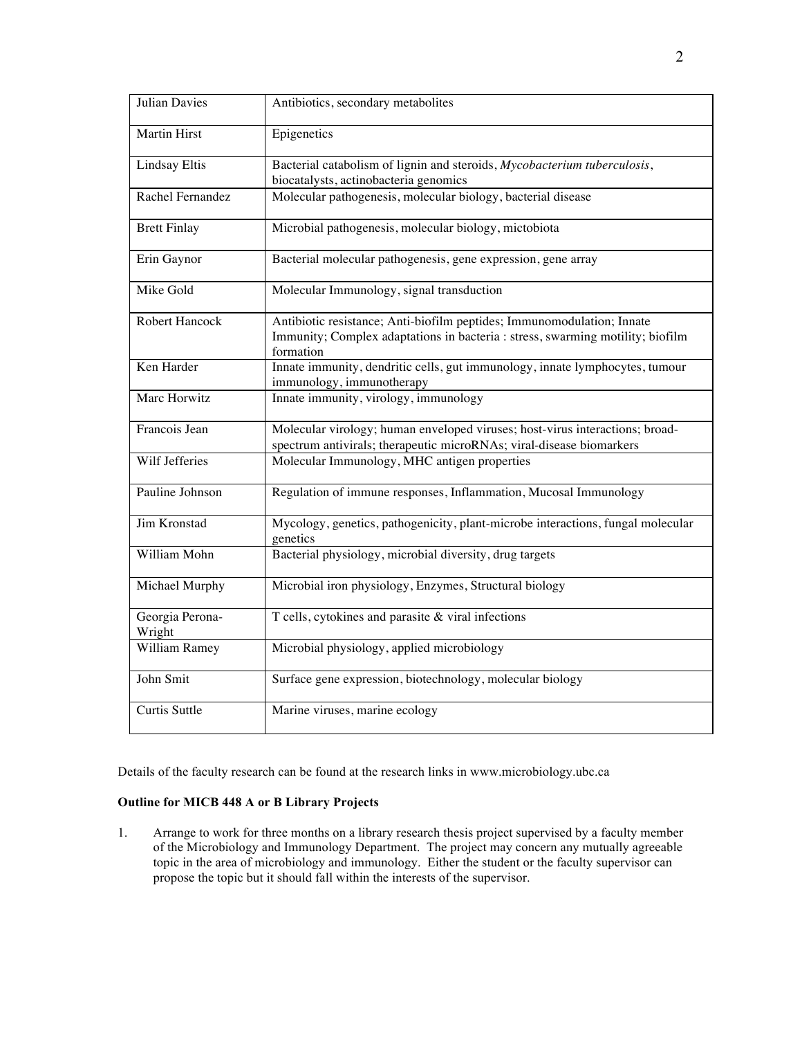| | |
|---|---|
| Julian Davies | Antibiotics, secondary metabolites |
| Martin Hirst | Epigenetics |
| Lindsay Eltis | Bacterial catabolism of lignin and steroids, *Mycobacterium tuberculosis*, biocatalysts, actinobacteria genomics |
| Rachel Fernandez | Molecular pathogenesis, molecular biology, bacterial disease |
| Brett Finlay | Microbial pathogenesis, molecular biology, mictobiota |
| Erin Gaynor | Bacterial molecular pathogenesis, gene expression, gene array |
| Mike Gold | Molecular Immunology, signal transduction |
| Robert Hancock | Antibiotic resistance; Anti-biofilm peptides; Immunomodulation; Innate Immunity; Complex adaptations in bacteria : stress, swarming motility; biofilm formation |
| Ken Harder | Innate immunity, dendritic cells, gut immunology, innate lymphocytes, tumour immunology, immunotherapy |
| Marc Horwitz | Innate immunity, virology, immunology |
| Francois Jean | Molecular virology; human enveloped viruses; host-virus interactions; broad-spectrum antivirals; therapeutic microRNAs; viral-disease biomarkers |
| Wilf Jefferies | Molecular Immunology, MHC antigen properties |
| Pauline Johnson | Regulation of immune responses, Inflammation, Mucosal Immunology |
| Jim Kronstad | Mycology, genetics, pathogenicity, plant-microbe interactions, fungal molecular genetics |
| William Mohn | Bacterial physiology, microbial diversity, drug targets |
| Michael Murphy | Microbial iron physiology, Enzymes, Structural biology |
| Georgia Perona-Wright | T cells, cytokines and parasite & viral infections |
| William Ramey | Microbial physiology, applied microbiology |
| John Smit | Surface gene expression, biotechnology, molecular biology |
| Curtis Suttle | Marine viruses, marine ecology |

Details of the faculty research can be found at the research links in www.microbiology.ubc.ca

**Outline for MICB 448 A or B Library Projects**

1. Arrange to work for three months on a library research thesis project supervised by a faculty member of the Microbiology and Immunology Department. The project may concern any mutually agreeable topic in the area of microbiology and immunology. Either the student or the faculty supervisor can propose the topic but it should fall within the interests of the supervisor.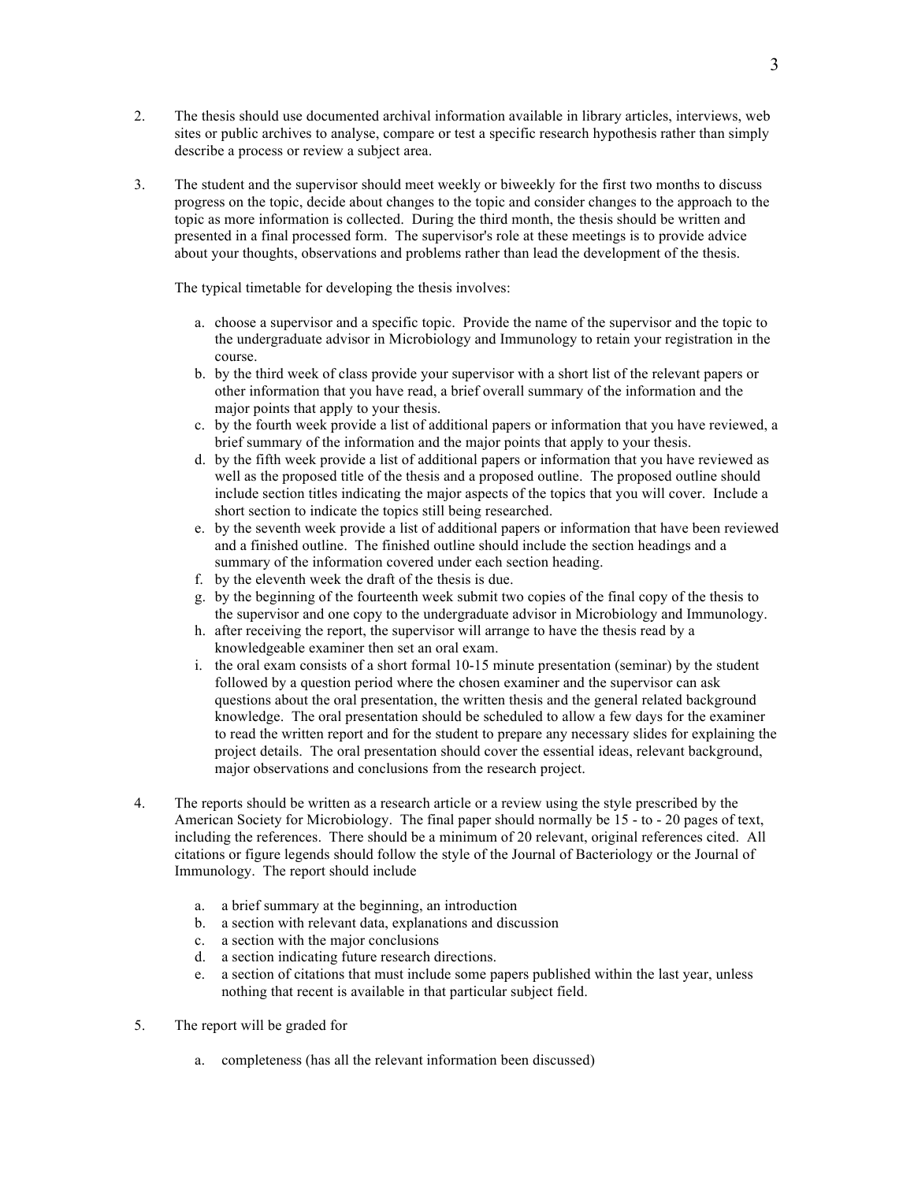2. The thesis should use documented archival information available in library articles, interviews, web sites or public archives to analyse, compare or test a specific research hypothesis rather than simply describe a process or review a subject area.

3. The student and the supervisor should meet weekly or biweekly for the first two months to discuss progress on the topic, decide about changes to the topic and consider changes to the approach to the topic as more information is collected. During the third month, the thesis should be written and presented in a final processed form. The supervisor's role at these meetings is to provide advice about your thoughts, observations and problems rather than lead the development of the thesis.

   The typical timetable for developing the thesis involves:

   a. choose a supervisor and a specific topic. Provide the name of the supervisor and the topic to the undergraduate advisor in Microbiology and Immunology to retain your registration in the course.
   b. by the third week of class provide your supervisor with a short list of the relevant papers or other information that you have read, a brief overall summary of the information and the major points that apply to your thesis.
   c. by the fourth week provide a list of additional papers or information that you have reviewed, a brief summary of the information and the major points that apply to your thesis.
   d. by the fifth week provide a list of additional papers or information that you have reviewed as well as the proposed title of the thesis and a proposed outline. The proposed outline should include section titles indicating the major aspects of the topics that you will cover. Include a short section to indicate the topics still being researched.
   e. by the seventh week provide a list of additional papers or information that have been reviewed and a finished outline. The finished outline should include the section headings and a summary of the information covered under each section heading.
   f. by the eleventh week the draft of the thesis is due.
   g. by the beginning of the fourteenth week submit two copies of the final copy of the thesis to the supervisor and one copy to the undergraduate advisor in Microbiology and Immunology.
   h. after receiving the report, the supervisor will arrange to have the thesis read by a knowledgeable examiner then set an oral exam.
   i. the oral exam consists of a short formal 10-15 minute presentation (seminar) by the student followed by a question period where the chosen examiner and the supervisor can ask questions about the oral presentation, the written thesis and the general related background knowledge. The oral presentation should be scheduled to allow a few days for the examiner to read the written report and for the student to prepare any necessary slides for explaining the project details. The oral presentation should cover the essential ideas, relevant background, major observations and conclusions from the research project.

4. The reports should be written as a research article or a review using the style prescribed by the American Society for Microbiology. The final paper should normally be 15 - to - 20 pages of text, including the references. There should be a minimum of 20 relevant, original references cited. All citations or figure legends should follow the style of the Journal of Bacteriology or the Journal of Immunology. The report should include

   a. a brief summary at the beginning, an introduction
   b. a section with relevant data, explanations and discussion
   c. a section with the major conclusions
   d. a section indicating future research directions.
   e. a section of citations that must include some papers published within the last year, unless nothing that recent is available in that particular subject field.

5. The report will be graded for

   a. completeness (has all the relevant information been discussed)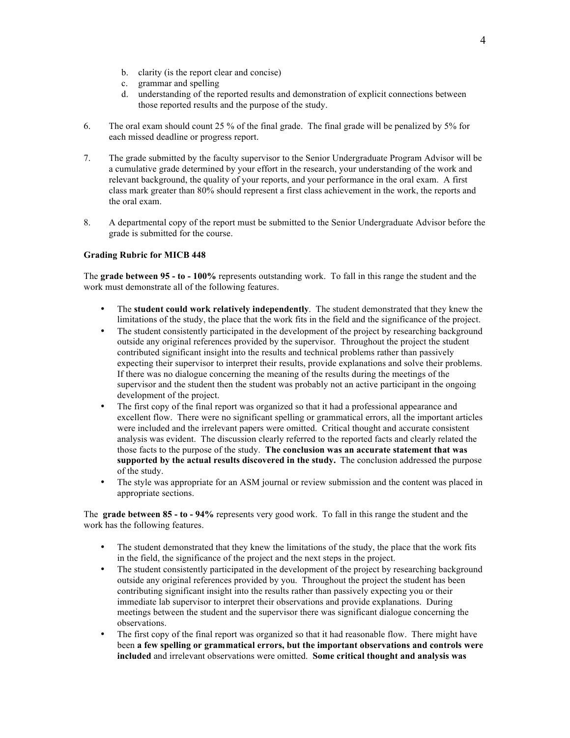b. clarity (is the report clear and concise)
   c. grammar and spelling
   d. understanding of the reported results and demonstration of explicit connections between those reported results and the purpose of the study.

6. The oral exam should count 25 % of the final grade. The final grade will be penalized by 5% for each missed deadline or progress report.

7. The grade submitted by the faculty supervisor to the Senior Undergraduate Program Advisor will be a cumulative grade determined by your effort in the research, your understanding of the work and relevant background, the quality of your reports, and your performance in the oral exam. A first class mark greater than 80% should represent a first class achievement in the work, the reports and the oral exam.

8. A departmental copy of the report must be submitted to the Senior Undergraduate Advisor before the grade is submitted for the course.

**Grading Rubric for MICB 448**

The **grade between 95 - to - 100%** represents outstanding work. To fall in this range the student and the work must demonstrate all of the following features.

- The **student could work relatively independently**. The student demonstrated that they knew the limitations of the study, the place that the work fits in the field and the significance of the project.
- The student consistently participated in the development of the project by researching background outside any original references provided by the supervisor. Throughout the project the student contributed significant insight into the results and technical problems rather than passively expecting their supervisor to interpret their results, provide explanations and solve their problems. If there was no dialogue concerning the meaning of the results during the meetings of the supervisor and the student then the student was probably not an active participant in the ongoing development of the project.
- The first copy of the final report was organized so that it had a professional appearance and excellent flow. There were no significant spelling or grammatical errors, all the important articles were included and the irrelevant papers were omitted. Critical thought and accurate consistent analysis was evident. The discussion clearly referred to the reported facts and clearly related the those facts to the purpose of the study. **The conclusion was an accurate statement that was supported by the actual results discovered in the study.** The conclusion addressed the purpose of the study.
- The style was appropriate for an ASM journal or review submission and the content was placed in appropriate sections.

The **grade between 85 - to - 94%** represents very good work. To fall in this range the student and the work has the following features.

- The student demonstrated that they knew the limitations of the study, the place that the work fits in the field, the significance of the project and the next steps in the project.
- The student consistently participated in the development of the project by researching background outside any original references provided by you. Throughout the project the student has been contributing significant insight into the results rather than passively expecting you or their immediate lab supervisor to interpret their observations and provide explanations. During meetings between the student and the supervisor there was significant dialogue concerning the observations.
- The first copy of the final report was organized so that it had reasonable flow. There might have been **a few spelling or grammatical errors, but the important observations and controls were included** and irrelevant observations were omitted. **Some critical thought and analysis was**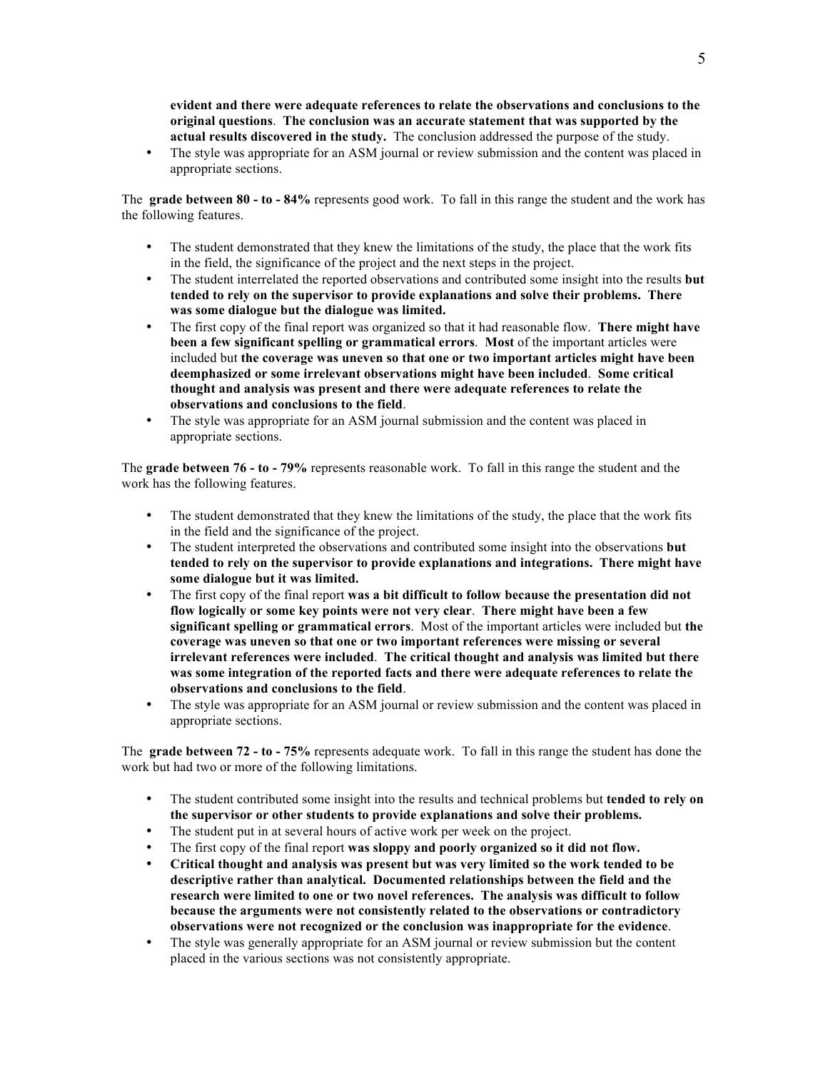**evident and there were adequate references to relate the observations and conclusions to the original questions**. **The conclusion was an accurate statement that was supported by the actual results discovered in the study.** The conclusion addressed the purpose of the study.
- The style was appropriate for an ASM journal or review submission and the content was placed in appropriate sections.

The **grade between 80 - to - 84%** represents good work. To fall in this range the student and the work has the following features.

- The student demonstrated that they knew the limitations of the study, the place that the work fits in the field, the significance of the project and the next steps in the project.
- The student interrelated the reported observations and contributed some insight into the results **but tended to rely on the supervisor to provide explanations and solve their problems. There was some dialogue but the dialogue was limited.**
- The first copy of the final report was organized so that it had reasonable flow. **There might have been a few significant spelling or grammatical errors**. **Most** of the important articles were included but **the coverage was uneven so that one or two important articles might have been deemphasized or some irrelevant observations might have been included**. **Some critical thought and analysis was present and there were adequate references to relate the observations and conclusions to the field**.
- The style was appropriate for an ASM journal submission and the content was placed in appropriate sections.

The **grade between 76 - to - 79%** represents reasonable work. To fall in this range the student and the work has the following features.

- The student demonstrated that they knew the limitations of the study, the place that the work fits in the field and the significance of the project.
- The student interpreted the observations and contributed some insight into the observations **but tended to rely on the supervisor to provide explanations and integrations. There might have some dialogue but it was limited.**
- The first copy of the final report **was a bit difficult to follow because the presentation did not flow logically or some key points were not very clear**. **There might have been a few significant spelling or grammatical errors**. Most of the important articles were included but **the coverage was uneven so that one or two important references were missing or several irrelevant references were included**. **The critical thought and analysis was limited but there was some integration of the reported facts and there were adequate references to relate the observations and conclusions to the field**.
- The style was appropriate for an ASM journal or review submission and the content was placed in appropriate sections.

The **grade between 72 - to - 75%** represents adequate work. To fall in this range the student has done the work but had two or more of the following limitations.

- The student contributed some insight into the results and technical problems but **tended to rely on the supervisor or other students to provide explanations and solve their problems.**
- The student put in at several hours of active work per week on the project.
- The first copy of the final report **was sloppy and poorly organized so it did not flow.**
- **Critical thought and analysis was present but was very limited so the work tended to be descriptive rather than analytical. Documented relationships between the field and the research were limited to one or two novel references. The analysis was difficult to follow because the arguments were not consistently related to the observations or contradictory observations were not recognized or the conclusion was inappropriate for the evidence**.
- The style was generally appropriate for an ASM journal or review submission but the content placed in the various sections was not consistently appropriate.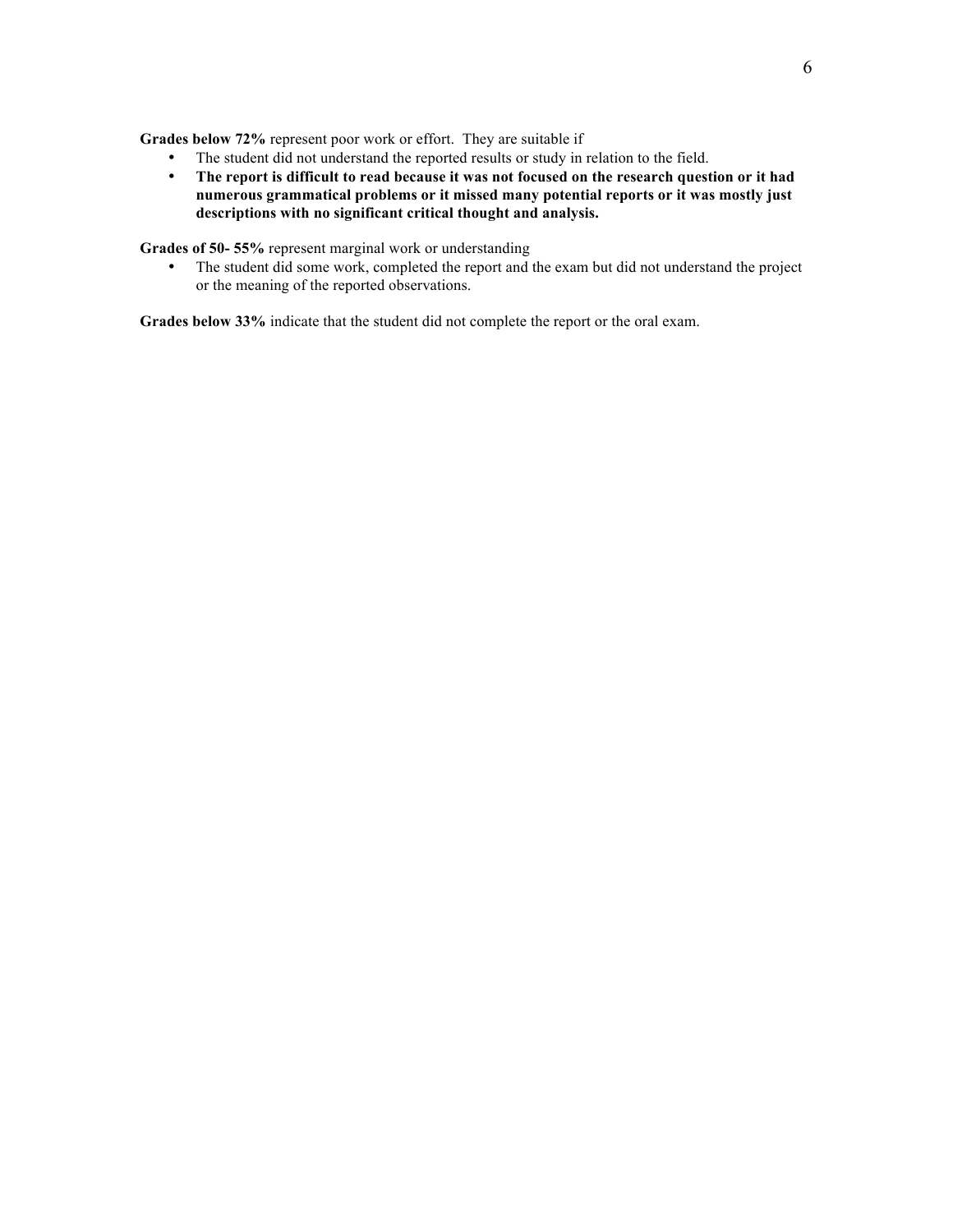**Grades below 72%** represent poor work or effort. They are suitable if

- The student did not understand the reported results or study in relation to the field.
- **The report is difficult to read because it was not focused on the research question or it had numerous grammatical problems or it missed many potential reports or it was mostly just descriptions with no significant critical thought and analysis.**

**Grades of 50- 55%** represent marginal work or understanding

- The student did some work, completed the report and the exam but did not understand the project or the meaning of the reported observations.

**Grades below 33%** indicate that the student did not complete the report or the oral exam.